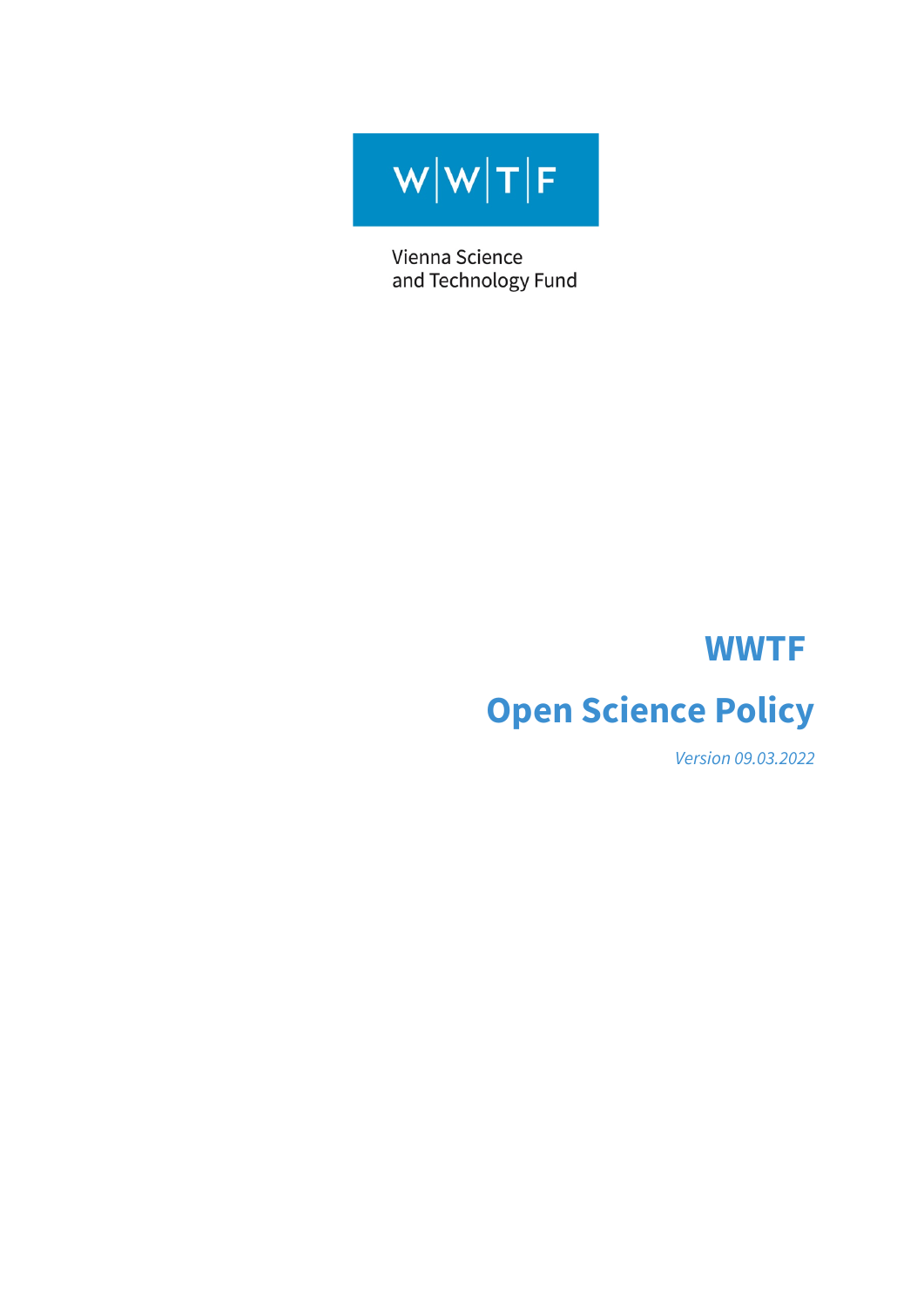W|W|T|F

Vienna Science
and Technology Fund

# WWTF

# Open Science Policy

*Version 09.03.2022*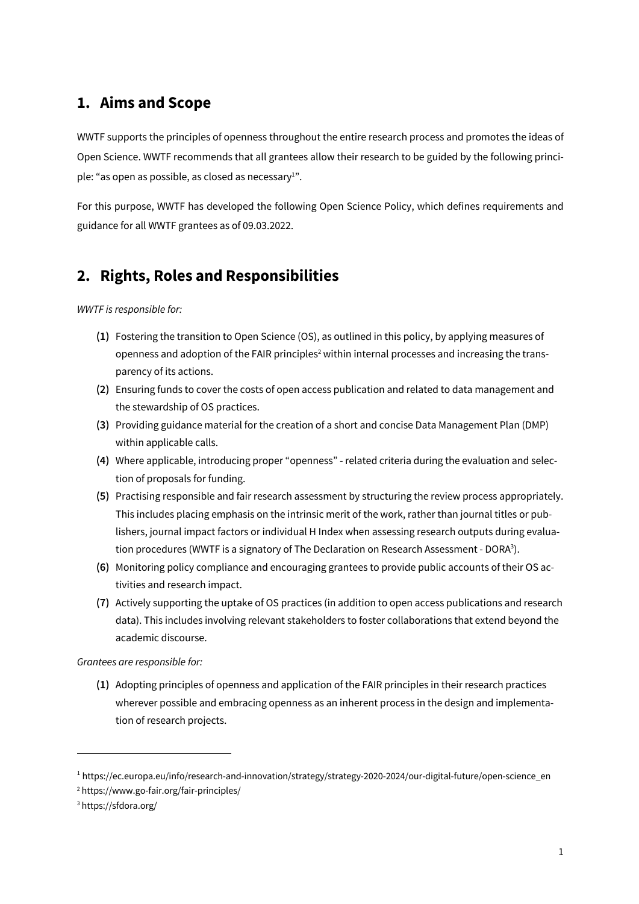## 1. Aims and Scope

WWTF supports the principles of openness throughout the entire research process and promotes the ideas of Open Science. WWTF recommends that all grantees allow their research to be guided by the following principle: "as open as possible, as closed as necessary[1]".

For this purpose, WWTF has developed the following Open Science Policy, which defines requirements and guidance for all WWTF grantees as of 09.03.2022.

## 2. Rights, Roles and Responsibilities

*WWTF is responsible for:*

(1) Fostering the transition to Open Science (OS), as outlined in this policy, by applying measures of openness and adoption of the FAIR principles[2] within internal processes and increasing the transparency of its actions.

(2) Ensuring funds to cover the costs of open access publication and related to data management and the stewardship of OS practices.

(3) Providing guidance material for the creation of a short and concise Data Management Plan (DMP) within applicable calls.

(4) Where applicable, introducing proper "openness" - related criteria during the evaluation and selection of proposals for funding.

(5) Practising responsible and fair research assessment by structuring the review process appropriately. This includes placing emphasis on the intrinsic merit of the work, rather than journal titles or publishers, journal impact factors or individual H Index when assessing research outputs during evaluation procedures (WWTF is a signatory of The Declaration on Research Assessment - DORA[3]).

(6) Monitoring policy compliance and encouraging grantees to provide public accounts of their OS activities and research impact.

(7) Actively supporting the uptake of OS practices (in addition to open access publications and research data). This includes involving relevant stakeholders to foster collaborations that extend beyond the academic discourse.

*Grantees are responsible for:*

(1) Adopting principles of openness and application of the FAIR principles in their research practices wherever possible and embracing openness as an inherent process in the design and implementation of research projects.

---

[1] https://ec.europa.eu/info/research-and-innovation/strategy/strategy-2020-2024/our-digital-future/open-science_en

[2] https://www.go-fair.org/fair-principles/

[3] https://sfdora.org/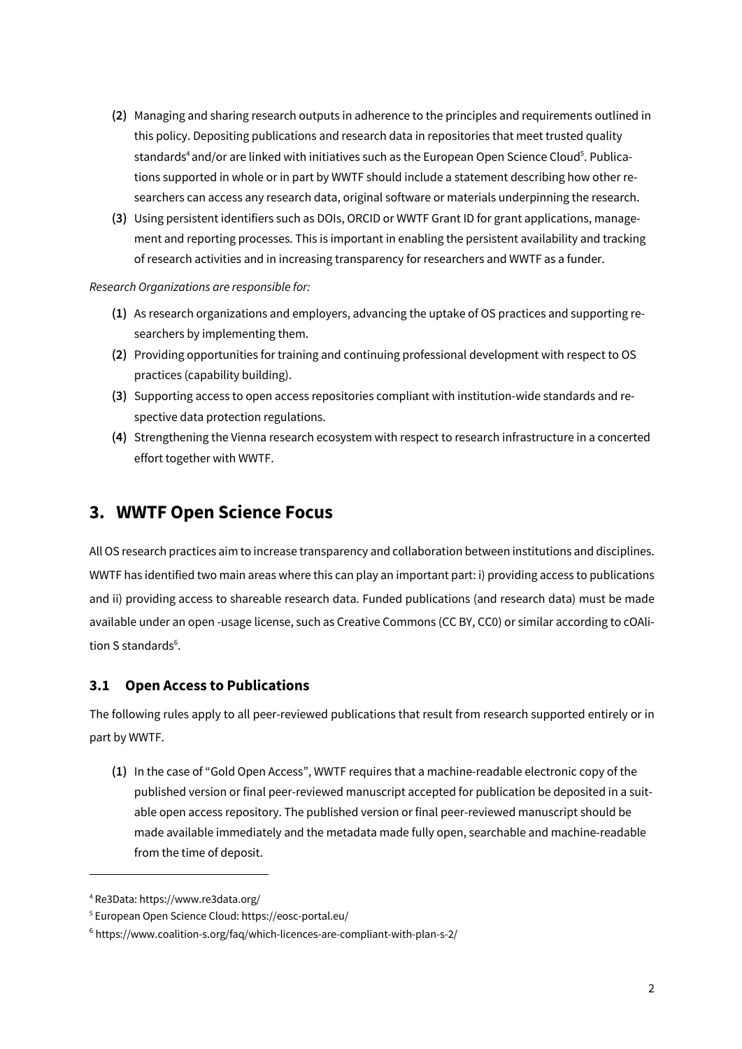(2) Managing and sharing research outputs in adherence to the principles and requirements outlined in this policy. Depositing publications and research data in repositories that meet trusted quality standards[4] and/or are linked with initiatives such as the European Open Science Cloud[5]. Publications supported in whole or in part by WWTF should include a statement describing how other researchers can access any research data, original software or materials underpinning the research.

(3) Using persistent identifiers such as DOIs, ORCID or WWTF Grant ID for grant applications, management and reporting processes. This is important in enabling the persistent availability and tracking of research activities and in increasing transparency for researchers and WWTF as a funder.

*Research Organizations are responsible for:*

(1) As research organizations and employers, advancing the uptake of OS practices and supporting researchers by implementing them.

(2) Providing opportunities for training and continuing professional development with respect to OS practices (capability building).

(3) Supporting access to open access repositories compliant with institution-wide standards and respective data protection regulations.

(4) Strengthening the Vienna research ecosystem with respect to research infrastructure in a concerted effort together with WWTF.

## 3. WWTF Open Science Focus

All OS research practices aim to increase transparency and collaboration between institutions and disciplines. WWTF has identified two main areas where this can play an important part: i) providing access to publications and ii) providing access to shareable research data. Funded publications (and research data) must be made available under an open -usage license, such as Creative Commons (CC BY, CC0) or similar according to cOAlition S standards[6].

### 3.1 Open Access to Publications

The following rules apply to all peer-reviewed publications that result from research supported entirely or in part by WWTF.

(1) In the case of "Gold Open Access", WWTF requires that a machine-readable electronic copy of the published version or final peer-reviewed manuscript accepted for publication be deposited in a suitable open access repository. The published version or final peer-reviewed manuscript should be made available immediately and the metadata made fully open, searchable and machine-readable from the time of deposit.

---

[4] Re3Data: https://www.re3data.org/

[5] European Open Science Cloud: https://eosc-portal.eu/

[6] https://www.coalition-s.org/faq/which-licences-are-compliant-with-plan-s-2/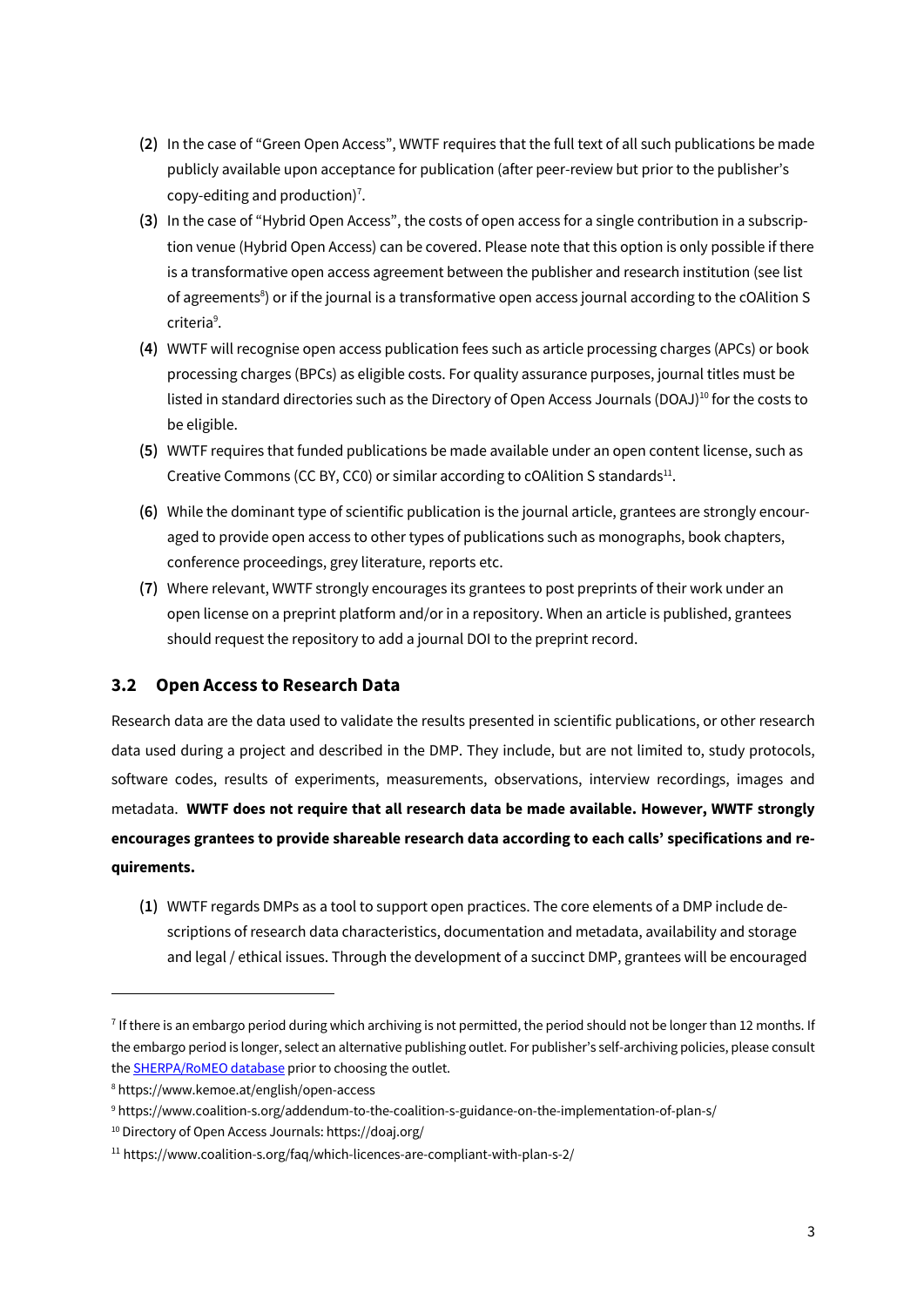(2) In the case of "Green Open Access", WWTF requires that the full text of all such publications be made publicly available upon acceptance for publication (after peer-review but prior to the publisher's copy-editing and production)[7].

(3) In the case of "Hybrid Open Access", the costs of open access for a single contribution in a subscription venue (Hybrid Open Access) can be covered. Please note that this option is only possible if there is a transformative open access agreement between the publisher and research institution (see list of agreements[8]) or if the journal is a transformative open access journal according to the cOAlition S criteria[9].

(4) WWTF will recognise open access publication fees such as article processing charges (APCs) or book processing charges (BPCs) as eligible costs. For quality assurance purposes, journal titles must be listed in standard directories such as the Directory of Open Access Journals (DOAJ)[10] for the costs to be eligible.

(5) WWTF requires that funded publications be made available under an open content license, such as Creative Commons (CC BY, CC0) or similar according to cOAlition S standards[11].

(6) While the dominant type of scientific publication is the journal article, grantees are strongly encouraged to provide open access to other types of publications such as monographs, book chapters, conference proceedings, grey literature, reports etc.

(7) Where relevant, WWTF strongly encourages its grantees to post preprints of their work under an open license on a preprint platform and/or in a repository. When an article is published, grantees should request the repository to add a journal DOI to the preprint record.

### 3.2 Open Access to Research Data

Research data are the data used to validate the results presented in scientific publications, or other research data used during a project and described in the DMP. They include, but are not limited to, study protocols, software codes, results of experiments, measurements, observations, interview recordings, images and metadata. **WWTF does not require that all research data be made available. However, WWTF strongly encourages grantees to provide shareable research data according to each calls' specifications and requirements.**

(1) WWTF regards DMPs as a tool to support open practices. The core elements of a DMP include descriptions of research data characteristics, documentation and metadata, availability and storage and legal / ethical issues. Through the development of a succinct DMP, grantees will be encouraged

---

[7] If there is an embargo period during which archiving is not permitted, the period should not be longer than 12 months. If the embargo period is longer, select an alternative publishing outlet. For publisher's self-archiving policies, please consult the SHERPA/RoMEO database prior to choosing the outlet.

[8] https://www.kemoe.at/english/open-access

[9] https://www.coalition-s.org/addendum-to-the-coalition-s-guidance-on-the-implementation-of-plan-s/

[10] Directory of Open Access Journals: https://doaj.org/

[11] https://www.coalition-s.org/faq/which-licences-are-compliant-with-plan-s-2/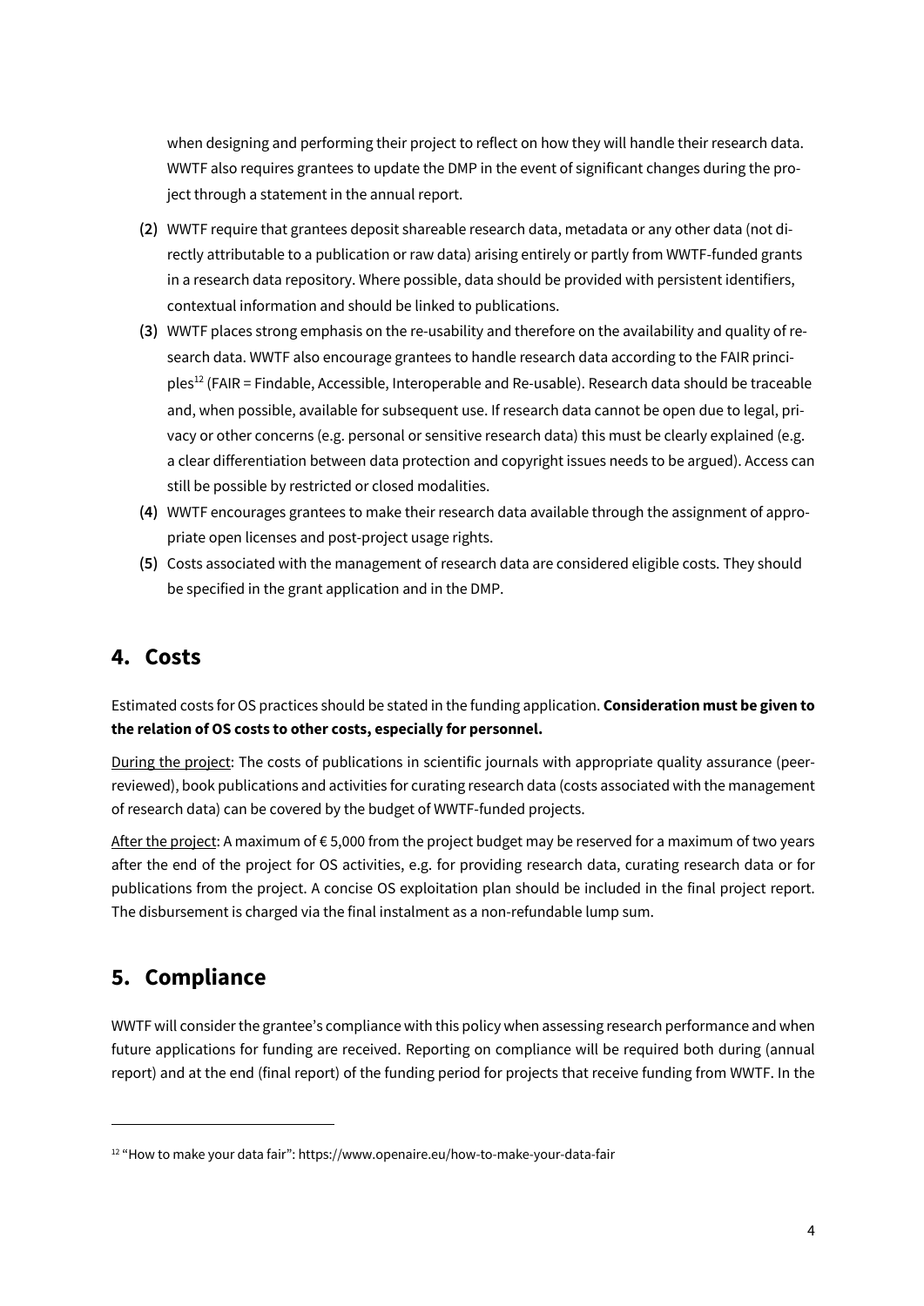when designing and performing their project to reflect on how they will handle their research data. WWTF also requires grantees to update the DMP in the event of significant changes during the project through a statement in the annual report.

(2) WWTF require that grantees deposit shareable research data, metadata or any other data (not directly attributable to a publication or raw data) arising entirely or partly from WWTF-funded grants in a research data repository. Where possible, data should be provided with persistent identifiers, contextual information and should be linked to publications.

(3) WWTF places strong emphasis on the re-usability and therefore on the availability and quality of research data. WWTF also encourage grantees to handle research data according to the FAIR principles[12] (FAIR = Findable, Accessible, Interoperable and Re-usable). Research data should be traceable and, when possible, available for subsequent use. If research data cannot be open due to legal, privacy or other concerns (e.g. personal or sensitive research data) this must be clearly explained (e.g. a clear differentiation between data protection and copyright issues needs to be argued). Access can still be possible by restricted or closed modalities.

(4) WWTF encourages grantees to make their research data available through the assignment of appropriate open licenses and post-project usage rights.

(5) Costs associated with the management of research data are considered eligible costs. They should be specified in the grant application and in the DMP.

## 4. Costs

Estimated costs for OS practices should be stated in the funding application. **Consideration must be given to the relation of OS costs to other costs, especially for personnel.**

During the project: The costs of publications in scientific journals with appropriate quality assurance (peer-reviewed), book publications and activities for curating research data (costs associated with the management of research data) can be covered by the budget of WWTF-funded projects.

After the project: A maximum of € 5,000 from the project budget may be reserved for a maximum of two years after the end of the project for OS activities, e.g. for providing research data, curating research data or for publications from the project. A concise OS exploitation plan should be included in the final project report. The disbursement is charged via the final instalment as a non-refundable lump sum.

## 5. Compliance

WWTF will consider the grantee's compliance with this policy when assessing research performance and when future applications for funding are received. Reporting on compliance will be required both during (annual report) and at the end (final report) of the funding period for projects that receive funding from WWTF. In the

---

[12] "How to make your data fair": https://www.openaire.eu/how-to-make-your-data-fair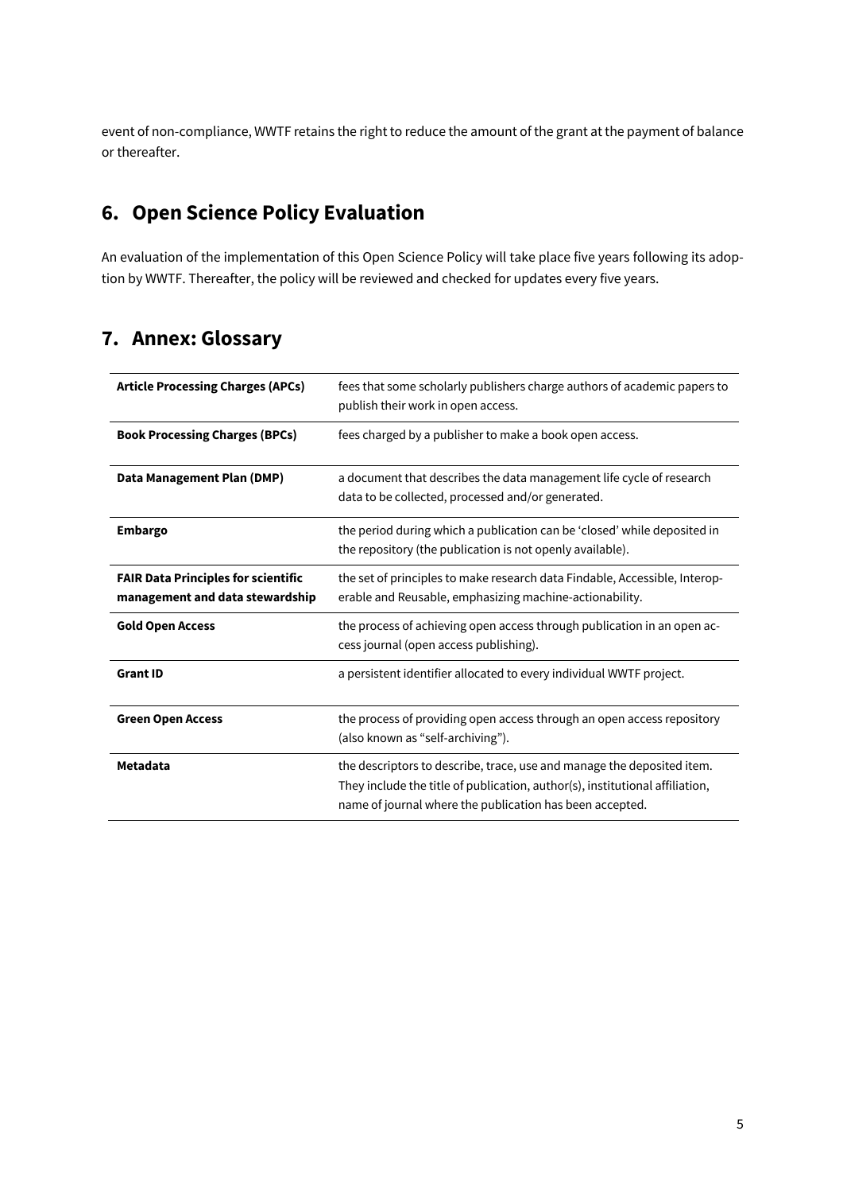event of non-compliance, WWTF retains the right to reduce the amount of the grant at the payment of balance or thereafter.

## 6. Open Science Policy Evaluation

An evaluation of the implementation of this Open Science Policy will take place five years following its adoption by WWTF. Thereafter, the policy will be reviewed and checked for updates every five years.

## 7. Annex: Glossary

| | |
|---|---|
| **Article Processing Charges (APCs)** | fees that some scholarly publishers charge authors of academic papers to publish their work in open access. |
| **Book Processing Charges (BPCs)** | fees charged by a publisher to make a book open access. |
| **Data Management Plan (DMP)** | a document that describes the data management life cycle of research data to be collected, processed and/or generated. |
| **Embargo** | the period during which a publication can be 'closed' while deposited in the repository (the publication is not openly available). |
| **FAIR Data Principles for scientific management and data stewardship** | the set of principles to make research data Findable, Accessible, Interoperable and Reusable, emphasizing machine-actionability. |
| **Gold Open Access** | the process of achieving open access through publication in an open access journal (open access publishing). |
| **Grant ID** | a persistent identifier allocated to every individual WWTF project. |
| **Green Open Access** | the process of providing open access through an open access repository (also known as "self-archiving"). |
| **Metadata** | the descriptors to describe, trace, use and manage the deposited item. They include the title of publication, author(s), institutional affiliation, name of journal where the publication has been accepted. |